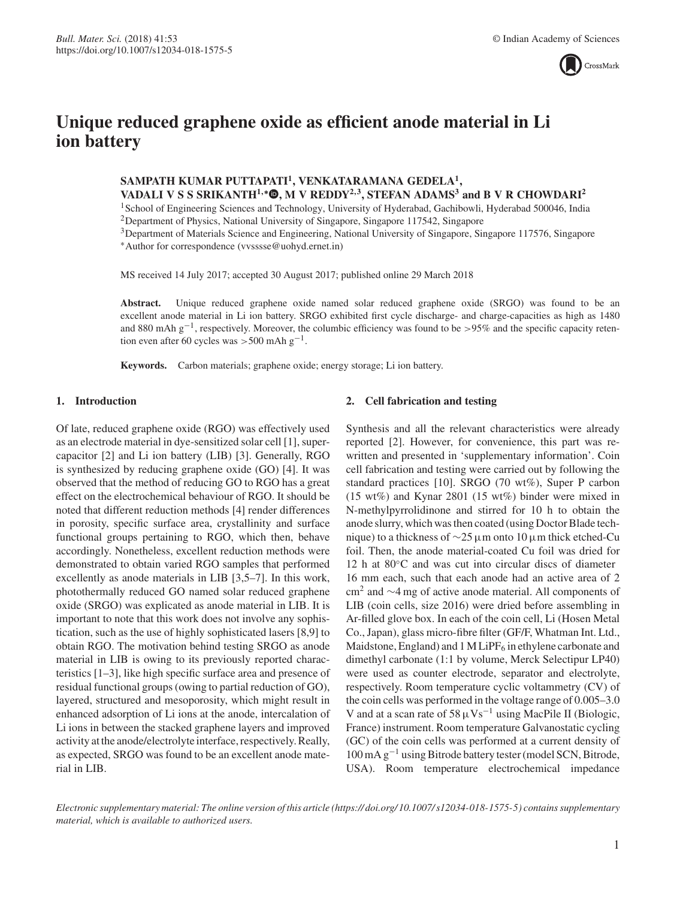# Unique reduced graphene oxide as efficient anode material in Li ion battery

**SAMPATH KUMAR PUTTAPATI[1], VENKATARAMANA GEDELA[1], VADALI V S S SRIKANTH[1,*], M V REDDY[2,3], STEFAN ADAMS[3] and B V R CHOWDARI[2]**

[1] School of Engineering Sciences and Technology, University of Hyderabad, Gachibowli, Hyderabad 500046, India
[2] Department of Physics, National University of Singapore, Singapore 117542, Singapore
[3] Department of Materials Science and Engineering, National University of Singapore, Singapore 117576, Singapore
* Author for correspondence (vvsssse@uohyd.ernet.in)

MS received 14 July 2017; accepted 30 August 2017; published online 29 March 2018

**Abstract.** Unique reduced graphene oxide named solar reduced graphene oxide (SRGO) was found to be an excellent anode material in Li ion battery. SRGO exhibited first cycle discharge- and charge-capacities as high as 1480 and 880 mAh $g^{-1}$, respectively. Moreover, the columbic efficiency was found to be >95% and the specific capacity retention even after 60 cycles was >500 mAh $g^{-1}$.

**Keywords.** Carbon materials; graphene oxide; energy storage; Li ion battery.

## 1. Introduction

Of late, reduced graphene oxide (RGO) was effectively used as an electrode material in dye-sensitized solar cell [1], supercapacitor [2] and Li ion battery (LIB) [3]. Generally, RGO is synthesized by reducing graphene oxide (GO) [4]. It was observed that the method of reducing GO to RGO has a great effect on the electrochemical behaviour of RGO. It should be noted that different reduction methods [4] render differences in porosity, specific surface area, crystallinity and surface functional groups pertaining to RGO, which then, behave accordingly. Nonetheless, excellent reduction methods were demonstrated to obtain varied RGO samples that performed excellently as anode materials in LIB [3,5–7]. In this work, photothermally reduced GO named solar reduced graphene oxide (SRGO) was explicated as anode material in LIB. It is important to note that this work does not involve any sophistication, such as the use of highly sophisticated lasers [8,9] to obtain RGO. The motivation behind testing SRGO as anode material in LIB is owing to its previously reported characteristics [1–3], like high specific surface area and presence of residual functional groups (owing to partial reduction of GO), layered, structured and mesoporosity, which might result in enhanced adsorption of Li ions at the anode, intercalation of Li ions in between the stacked graphene layers and improved activity at the anode/electrolyte interface, respectively. Really, as expected, SRGO was found to be an excellent anode material in LIB.

## 2. Cell fabrication and testing

Synthesis and all the relevant characteristics were already reported [2]. However, for convenience, this part was rewritten and presented in 'supplementary information'. Coin cell fabrication and testing were carried out by following the standard practices [10]. SRGO (70 wt%), Super P carbon (15 wt%) and Kynar 2801 (15 wt%) binder were mixed in N-methylpyrrolidinone and stirred for 10 h to obtain the anode slurry, which was then coated (using Doctor Blade technique) to a thickness of ~25 µm onto 10 µm thick etched-Cu foil. Then, the anode material-coated Cu foil was dried for 12 h at 80°C and was cut into circular discs of diameter 16 mm each, such that each anode had an active area of 2 $cm^2$ and ~4 mg of active anode material. All components of LIB (coin cells, size 2016) were dried before assembling in Ar-filled glove box. In each of the coin cell, Li (Hosen Metal Co., Japan), glass micro-fibre filter (GF/F, Whatman Int. Ltd., Maidstone, England) and 1 M $LiPF_6$ in ethylene carbonate and dimethyl carbonate (1:1 by volume, Merck Selectipur LP40) were used as counter electrode, separator and electrolyte, respectively. Room temperature cyclic voltammetry (CV) of the coin cells was performed in the voltage range of 0.005–3.0 V and at a scan rate of 58 µV$s^{-1}$ using MacPile II (Biologic, France) instrument. Room temperature Galvanostatic cycling (GC) of the coin cells was performed at a current density of 100 mA $g^{-1}$ using Bitrode battery tester (model SCN, Bitrode, USA). Room temperature electrochemical impedance

*Electronic supplementary material: The online version of this article (https://doi.org/10.1007/s12034-018-1575-5) contains supplementary material, which is available to authorized users.*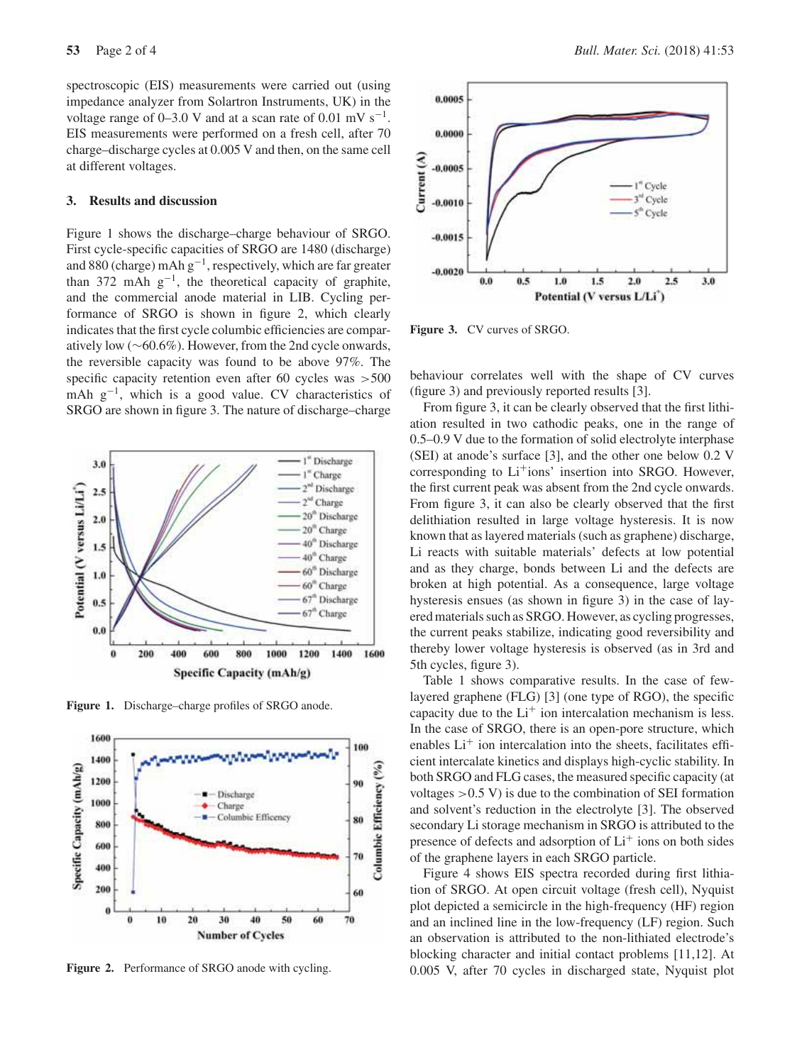spectroscopic (EIS) measurements were carried out (using impedance analyzer from Solartron Instruments, UK) in the voltage range of 0–3.0 V and at a scan rate of 0.01 mV $s^{-1}$. EIS measurements were performed on a fresh cell, after 70 charge–discharge cycles at 0.005 V and then, on the same cell at different voltages.

## 3. Results and discussion

Figure 1 shows the discharge–charge behaviour of SRGO. First cycle-specific capacities of SRGO are 1480 (discharge) and 880 (charge) mAh $g^{-1}$, respectively, which are far greater than 372 mAh $g^{-1}$, the theoretical capacity of graphite, and the commercial anode material in LIB. Cycling performance of SRGO is shown in figure 2, which clearly indicates that the first cycle columbic efficiencies are comparatively low (~60.6%). However, from the 2nd cycle onwards, the reversible capacity was found to be above 97%. The specific capacity retention even after 60 cycles was >500 mAh $g^{-1}$, which is a good value. CV characteristics of SRGO are shown in figure 3. The nature of discharge–charge behaviour correlates well with the shape of CV curves (figure 3) and previously reported results [3].

Figure 1. Discharge–charge profiles of SRGO anode.

Figure 2. Performance of SRGO anode with cycling.

Figure 3. CV curves of SRGO.

From figure 3, it can be clearly observed that the first lithiation resulted in two cathodic peaks, one in the range of 0.5–0.9 V due to the formation of solid electrolyte interphase (SEI) at anode's surface [3], and the other one below 0.2 V corresponding to $Li^+$ions' insertion into SRGO. However, the first current peak was absent from the 2nd cycle onwards. From figure 3, it can also be clearly observed that the first delithiation resulted in large voltage hysteresis. It is now known that as layered materials (such as graphene) discharge, Li reacts with suitable materials' defects at low potential and as they charge, bonds between Li and the defects are broken at high potential. As a consequence, large voltage hysteresis ensues (as shown in figure 3) in the case of layered materials such as SRGO. However, as cycling progresses, the current peaks stabilize, indicating good reversibility and thereby lower voltage hysteresis is observed (as in 3rd and 5th cycles, figure 3).

Table 1 shows comparative results. In the case of few-layered graphene (FLG) [3] (one type of RGO), the specific capacity due to the $Li^+$ ion intercalation mechanism is less. In the case of SRGO, there is an open-pore structure, which enables $Li^+$ ion intercalation into the sheets, facilitates efficient intercalate kinetics and displays high-cyclic stability. In both SRGO and FLG cases, the measured specific capacity (at voltages >0.5 V) is due to the combination of SEI formation and solvent's reduction in the electrolyte [3]. The observed secondary Li storage mechanism in SRGO is attributed to the presence of defects and adsorption of $Li^+$ ions on both sides of the graphene layers in each SRGO particle.

Figure 4 shows EIS spectra recorded during first lithiation of SRGO. At open circuit voltage (fresh cell), Nyquist plot depicted a semicircle in the high-frequency (HF) region and an inclined line in the low-frequency (LF) region. Such an observation is attributed to the non-lithiated electrode's blocking character and initial contact problems [11,12]. At 0.005 V, after 70 cycles in discharged state, Nyquist plot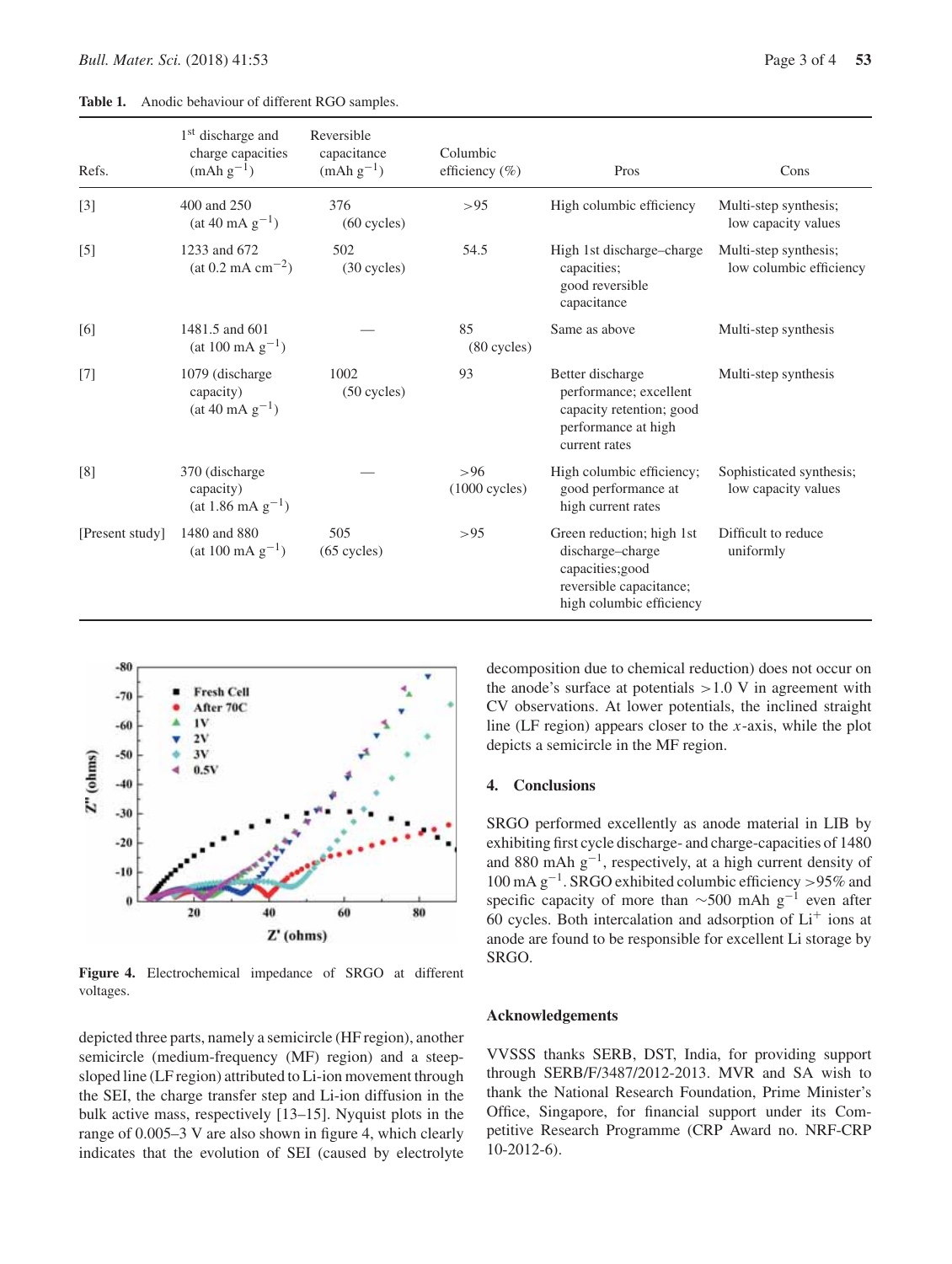**Table 1.** Anodic behaviour of different RGO samples.

| Refs. | 1st discharge and charge capacities (mAh $g^{-1}$) | Reversible capacitance (mAh $g^{-1}$) | Columbic efficiency (%) | Pros | Cons |
|---|---|---|---|---|---|
| [3] | 400 and 250 (at 40 mA $g^{-1}$) | 376 (60 cycles) | >95 | High columbic efficiency | Multi-step synthesis; low capacity values |
| [5] | 1233 and 672 (at 0.2 mA $cm^{-2}$) | 502 (30 cycles) | 54.5 | High 1st discharge–charge capacities; good reversible capacitance | Multi-step synthesis; low columbic efficiency |
| [6] | 1481.5 and 601 (at 100 mA $g^{-1}$) | — | 85 (80 cycles) | Same as above | Multi-step synthesis |
| [7] | 1079 (discharge capacity) (at 40 mA $g^{-1}$) | 1002 (50 cycles) | 93 | Better discharge performance; excellent capacity retention; good performance at high current rates | Multi-step synthesis |
| [8] | 370 (discharge capacity) (at 1.86 mA $g^{-1}$) | — | >96 (1000 cycles) | High columbic efficiency; good performance at high current rates | Sophisticated synthesis; low capacity values |
| [Present study] | 1480 and 880 (at 100 mA $g^{-1}$) | 505 (65 cycles) | >95 | Green reduction; high 1st discharge–charge capacities;good reversible capacitance; high columbic efficiency | Difficult to reduce uniformly |

**Figure 4.** Electrochemical impedance of SRGO at different voltages.

depicted three parts, namely a semicircle (HF region), another semicircle (medium-frequency (MF) region) and a steep-sloped line (LF region) attributed to Li-ion movement through the SEI, the charge transfer step and Li-ion diffusion in the bulk active mass, respectively [13–15]. Nyquist plots in the range of 0.005–3 V are also shown in figure 4, which clearly indicates that the evolution of SEI (caused by electrolyte decomposition due to chemical reduction) does not occur on the anode's surface at potentials >1.0 V in agreement with CV observations. At lower potentials, the inclined straight line (LF region) appears closer to the $x$-axis, while the plot depicts a semicircle in the MF region.

## 4. Conclusions

SRGO performed excellently as anode material in LIB by exhibiting first cycle discharge- and charge-capacities of 1480 and 880 mAh $g^{-1}$, respectively, at a high current density of 100 mA $g^{-1}$. SRGO exhibited columbic efficiency >95% and specific capacity of more than ~500 mAh $g^{-1}$ even after 60 cycles. Both intercalation and adsorption of $Li^{+}$ ions at anode are found to be responsible for excellent Li storage by SRGO.

## Acknowledgements

VVSSS thanks SERB, DST, India, for providing support through SERB/F/3487/2012-2013. MVR and SA wish to thank the National Research Foundation, Prime Minister's Office, Singapore, for financial support under its Competitive Research Programme (CRP Award no. NRF-CRP 10-2012-6).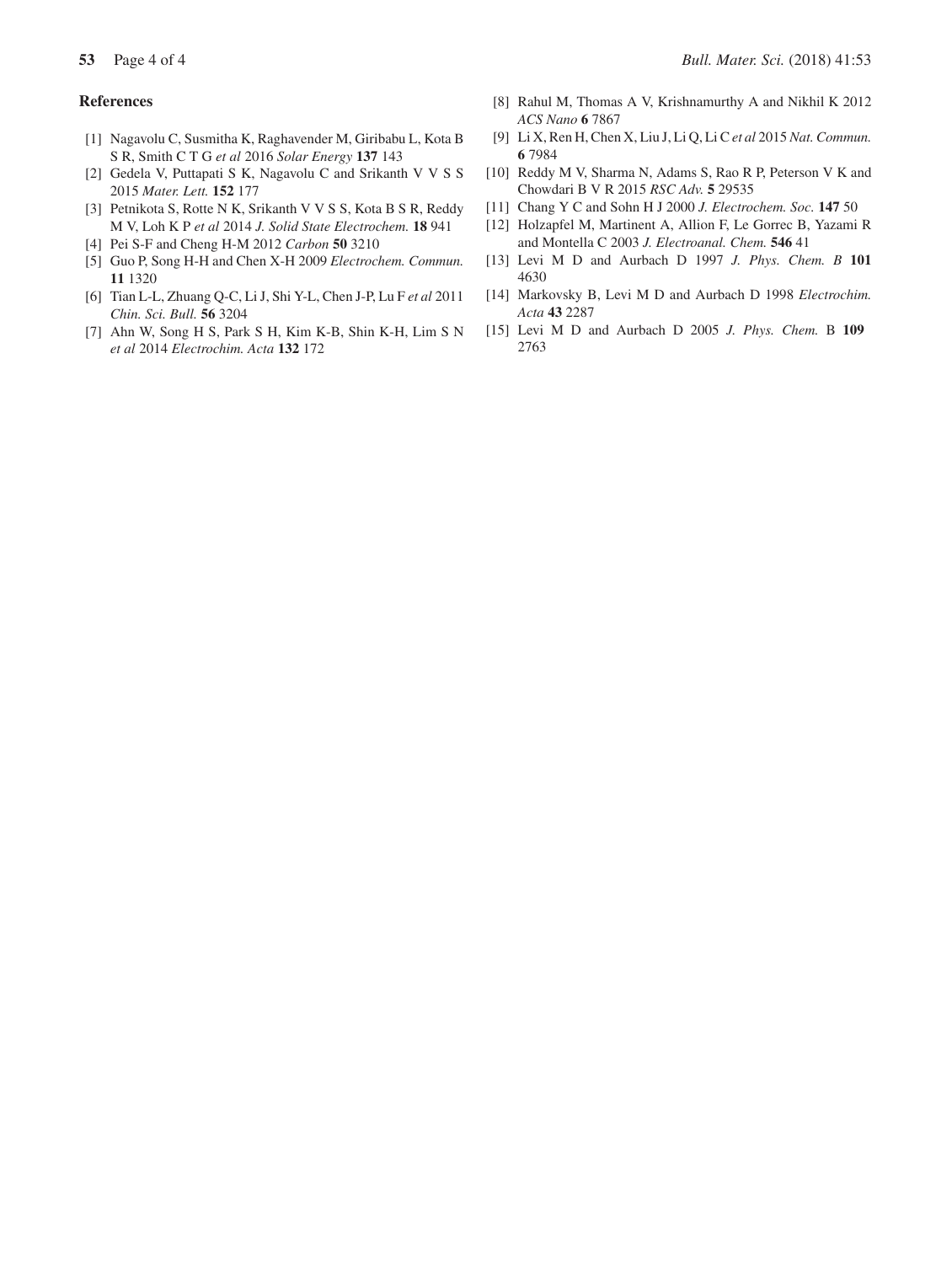## References

[1] Nagavolu C, Susmitha K, Raghavender M, Giribabu L, Kota B S R, Smith C T G *et al* 2016 *Solar Energy* **137** 143

[2] Gedela V, Puttapati S K, Nagavolu C and Srikanth V V S S 2015 *Mater. Lett.* **152** 177

[3] Petnikota S, Rotte N K, Srikanth V V S S, Kota B S R, Reddy M V, Loh K P *et al* 2014 *J. Solid State Electrochem.* **18** 941

[4] Pei S-F and Cheng H-M 2012 *Carbon* **50** 3210

[5] Guo P, Song H-H and Chen X-H 2009 *Electrochem. Commun.* **11** 1320

[6] Tian L-L, Zhuang Q-C, Li J, Shi Y-L, Chen J-P, Lu F *et al* 2011 *Chin. Sci. Bull.* **56** 3204

[7] Ahn W, Song H S, Park S H, Kim K-B, Shin K-H, Lim S N *et al* 2014 *Electrochim. Acta* **132** 172

[8] Rahul M, Thomas A V, Krishnamurthy A and Nikhil K 2012 *ACS Nano* **6** 7867

[9] Li X, Ren H, Chen X, Liu J, Li Q, Li C *et al* 2015 *Nat. Commun.* **6** 7984

[10] Reddy M V, Sharma N, Adams S, Rao R P, Peterson V K and Chowdari B V R 2015 *RSC Adv.* **5** 29535

[11] Chang Y C and Sohn H J 2000 *J. Electrochem. Soc.* **147** 50

[12] Holzapfel M, Martinent A, Allion F, Le Gorrec B, Yazami R and Montella C 2003 *J. Electroanal. Chem.* **546** 41

[13] Levi M D and Aurbach D 1997 *J. Phys. Chem. B* **101** 4630

[14] Markovsky B, Levi M D and Aurbach D 1998 *Electrochim. Acta* **43** 2287

[15] Levi M D and Aurbach D 2005 *J. Phys. Chem.* B **109** 2763